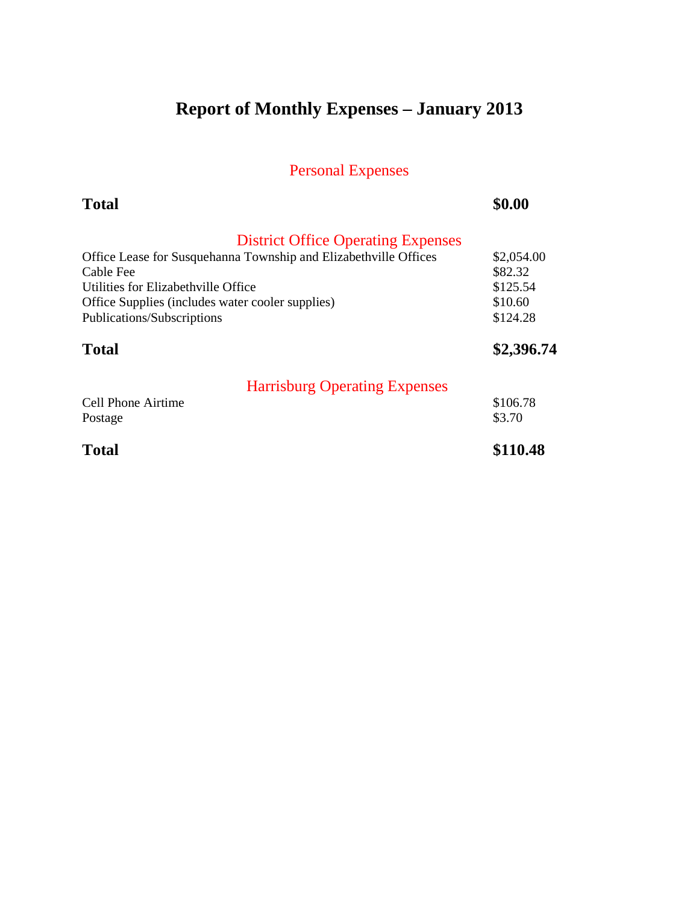# Report of Monthly Expenses – January 2013

## Personal Expenses

| | |
|---|---|
| **Total** | **$0.00** |

## District Office Operating Expenses

| | |
|---|---|
| Office Lease for Susquehanna Township and Elizabethville Offices | $2,054.00 |
| Cable Fee | $82.32 |
| Utilities for Elizabethville Office | $125.54 |
| Office Supplies (includes water cooler supplies) | $10.60 |
| Publications/Subscriptions | $124.28 |
| **Total** | **$2,396.74** |

## Harrisburg Operating Expenses

| | |
|---|---|
| Cell Phone Airtime | $106.78 |
| Postage | $3.70 |
| **Total** | **$110.48** |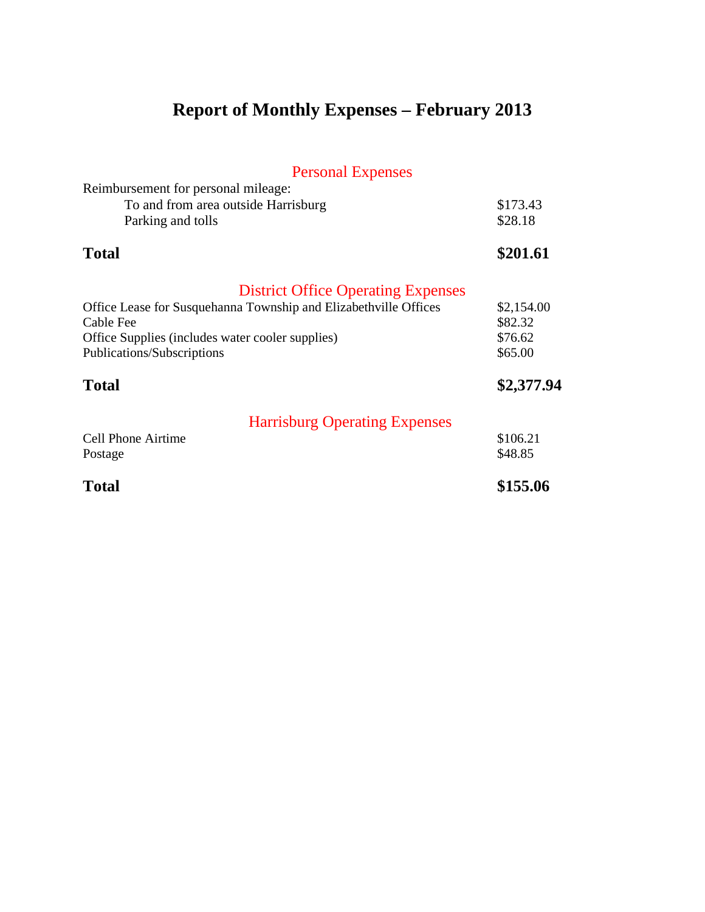# Report of Monthly Expenses – February 2013

## Personal Expenses

| | |
|---|---|
| Reimbursement for personal mileage: | |
| To and from area outside Harrisburg | $173.43 |
| Parking and tolls | $28.18 |
| **Total** | **$201.61** |

## District Office Operating Expenses

| | |
|---|---|
| Office Lease for Susquehanna Township and Elizabethville Offices | $2,154.00 |
| Cable Fee | $82.32 |
| Office Supplies (includes water cooler supplies) | $76.62 |
| Publications/Subscriptions | $65.00 |
| **Total** | **$2,377.94** |

## Harrisburg Operating Expenses

| | |
|---|---|
| Cell Phone Airtime | $106.21 |
| Postage | $48.85 |
| **Total** | **$155.06** |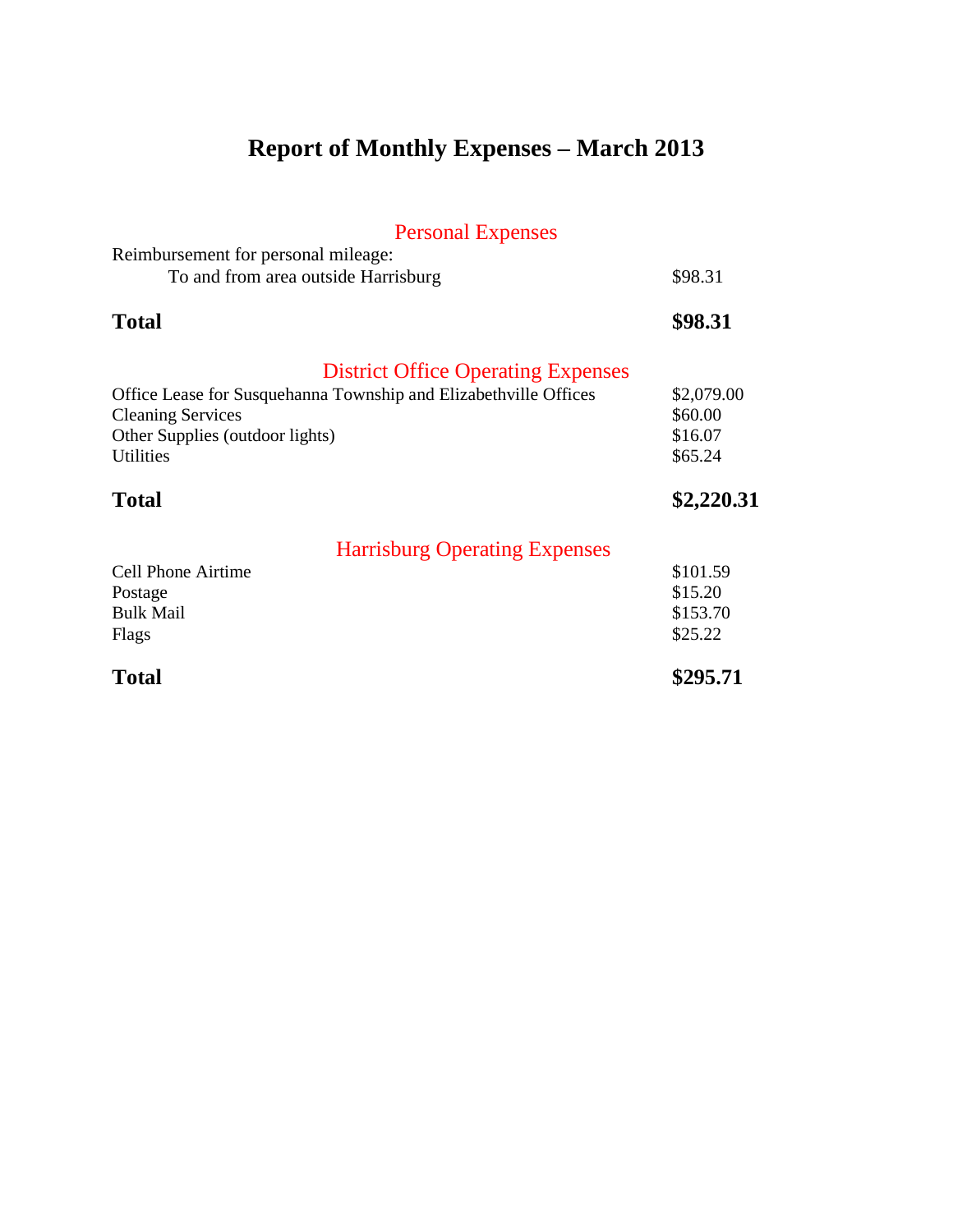# Report of Monthly Expenses – March 2013

## Personal Expenses

| | |
|---|---|
| Reimbursement for personal mileage: | |
| To and from area outside Harrisburg | $98.31 |
| **Total** | **$98.31** |

## District Office Operating Expenses

| | |
|---|---|
| Office Lease for Susquehanna Township and Elizabethville Offices | $2,079.00 |
| Cleaning Services | $60.00 |
| Other Supplies (outdoor lights) | $16.07 |
| Utilities | $65.24 |
| **Total** | **$2,220.31** |

## Harrisburg Operating Expenses

| | |
|---|---|
| Cell Phone Airtime | $101.59 |
| Postage | $15.20 |
| Bulk Mail | $153.70 |
| Flags | $25.22 |
| **Total** | **$295.71** |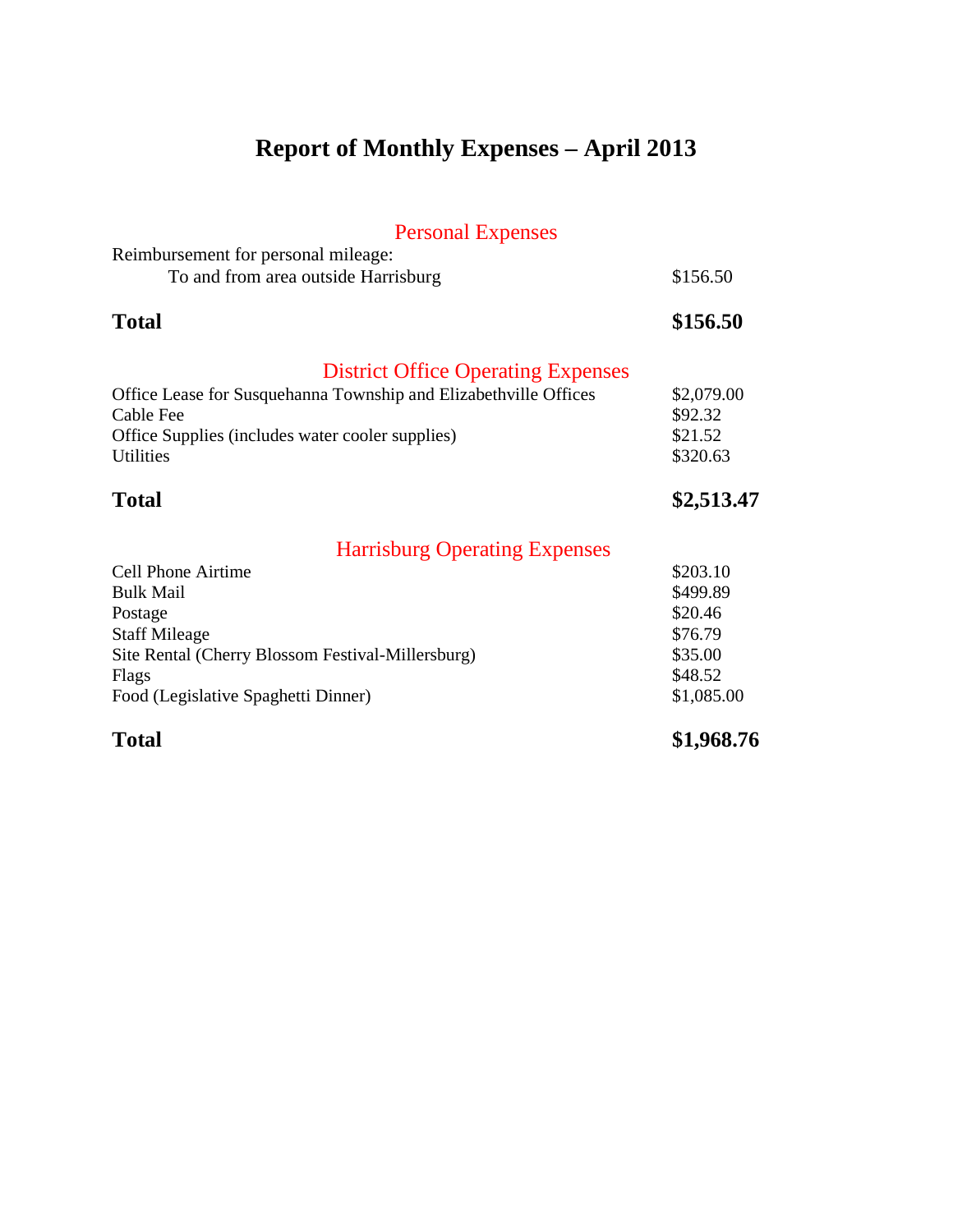# Report of Monthly Expenses – April 2013

## Personal Expenses

| | |
|---|---|
| Reimbursement for personal mileage: | |
| To and from area outside Harrisburg | $156.50 |
| **Total** | **$156.50** |

## District Office Operating Expenses

| | |
|---|---|
| Office Lease for Susquehanna Township and Elizabethville Offices | $2,079.00 |
| Cable Fee | $92.32 |
| Office Supplies (includes water cooler supplies) | $21.52 |
| Utilities | $320.63 |
| **Total** | **$2,513.47** |

## Harrisburg Operating Expenses

| | |
|---|---|
| Cell Phone Airtime | $203.10 |
| Bulk Mail | $499.89 |
| Postage | $20.46 |
| Staff Mileage | $76.79 |
| Site Rental (Cherry Blossom Festival-Millersburg) | $35.00 |
| Flags | $48.52 |
| Food (Legislative Spaghetti Dinner) | $1,085.00 |
| **Total** | **$1,968.76** |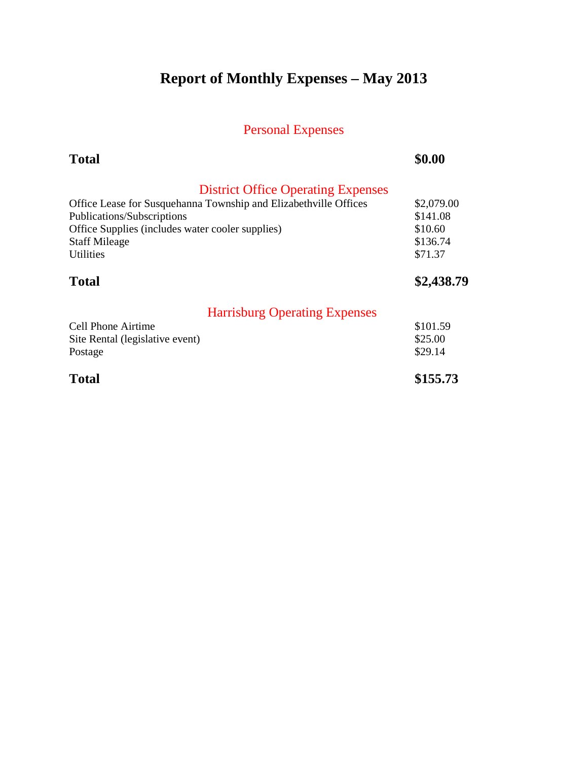# Report of Monthly Expenses – May 2013

## Personal Expenses

| | |
|---|---|
| **Total** | **$0.00** |

## District Office Operating Expenses

| | |
|---|---|
| Office Lease for Susquehanna Township and Elizabethville Offices | $2,079.00 |
| Publications/Subscriptions | $141.08 |
| Office Supplies (includes water cooler supplies) | $10.60 |
| Staff Mileage | $136.74 |
| Utilities | $71.37 |
| **Total** | **$2,438.79** |

## Harrisburg Operating Expenses

| | |
|---|---|
| Cell Phone Airtime | $101.59 |
| Site Rental (legislative event) | $25.00 |
| Postage | $29.14 |
| **Total** | **$155.73** |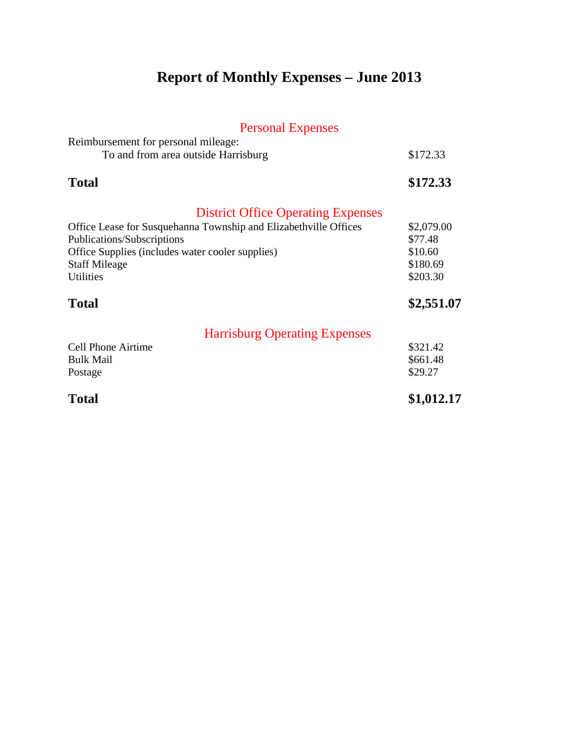# Report of Monthly Expenses – June 2013

## Personal Expenses

| | |
|---|---|
| Reimbursement for personal mileage: | |
| To and from area outside Harrisburg | $172.33 |
| **Total** | **$172.33** |

## District Office Operating Expenses

| | |
|---|---|
| Office Lease for Susquehanna Township and Elizabethville Offices | $2,079.00 |
| Publications/Subscriptions | $77.48 |
| Office Supplies (includes water cooler supplies) | $10.60 |
| Staff Mileage | $180.69 |
| Utilities | $203.30 |
| **Total** | **$2,551.07** |

## Harrisburg Operating Expenses

| | |
|---|---|
| Cell Phone Airtime | $321.42 |
| Bulk Mail | $661.48 |
| Postage | $29.27 |
| **Total** | **$1,012.17** |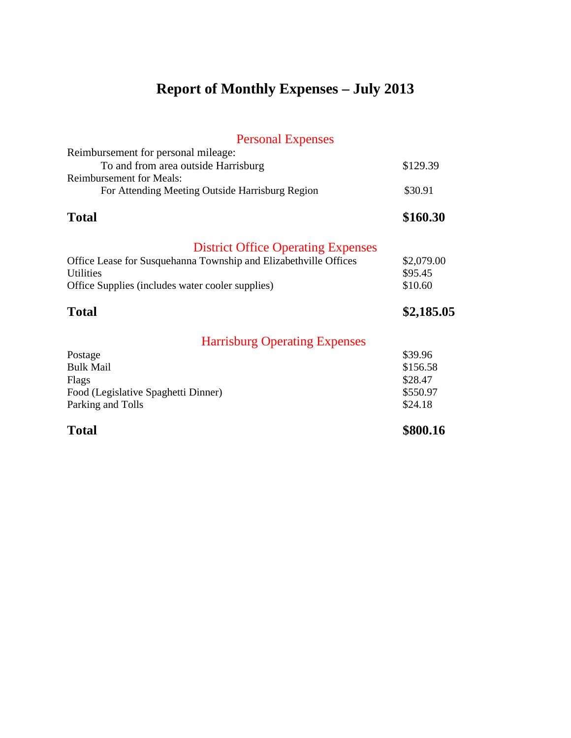# Report of Monthly Expenses – July 2013

## Personal Expenses

| | |
|---|---|
| Reimbursement for personal mileage: | |
| To and from area outside Harrisburg | $129.39 |
| Reimbursement for Meals: | |
| For Attending Meeting Outside Harrisburg Region | $30.91 |
| **Total** | **$160.30** |

## District Office Operating Expenses

| | |
|---|---|
| Office Lease for Susquehanna Township and Elizabethville Offices | $2,079.00 |
| Utilities | $95.45 |
| Office Supplies (includes water cooler supplies) | $10.60 |
| **Total** | **$2,185.05** |

## Harrisburg Operating Expenses

| | |
|---|---|
| Postage | $39.96 |
| Bulk Mail | $156.58 |
| Flags | $28.47 |
| Food (Legislative Spaghetti Dinner) | $550.97 |
| Parking and Tolls | $24.18 |
| **Total** | **$800.16** |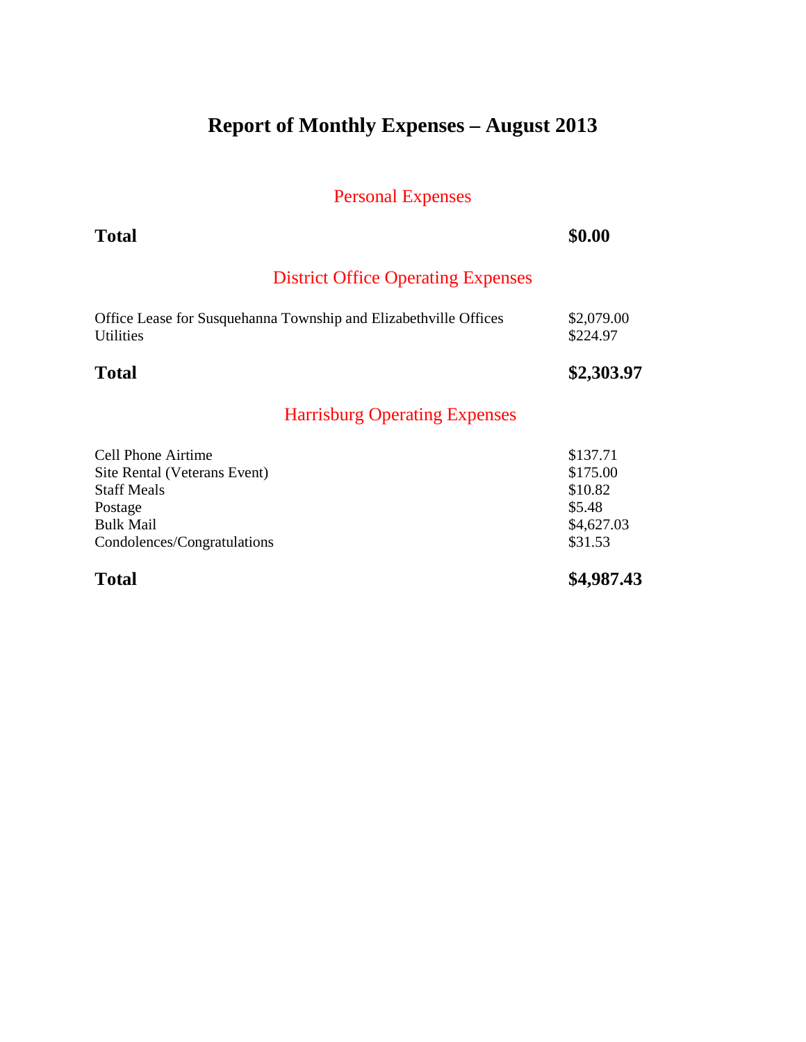# Report of Monthly Expenses – August 2013

## Personal Expenses

| | |
|---|---|
| **Total** | **$0.00** |

## District Office Operating Expenses

| | |
|---|---|
| Office Lease for Susquehanna Township and Elizabethville Offices | $2,079.00 |
| Utilities | $224.97 |
| **Total** | **$2,303.97** |

## Harrisburg Operating Expenses

| | |
|---|---|
| Cell Phone Airtime | $137.71 |
| Site Rental (Veterans Event) | $175.00 |
| Staff Meals | $10.82 |
| Postage | $5.48 |
| Bulk Mail | $4,627.03 |
| Condolences/Congratulations | $31.53 |
| **Total** | **$4,987.43** |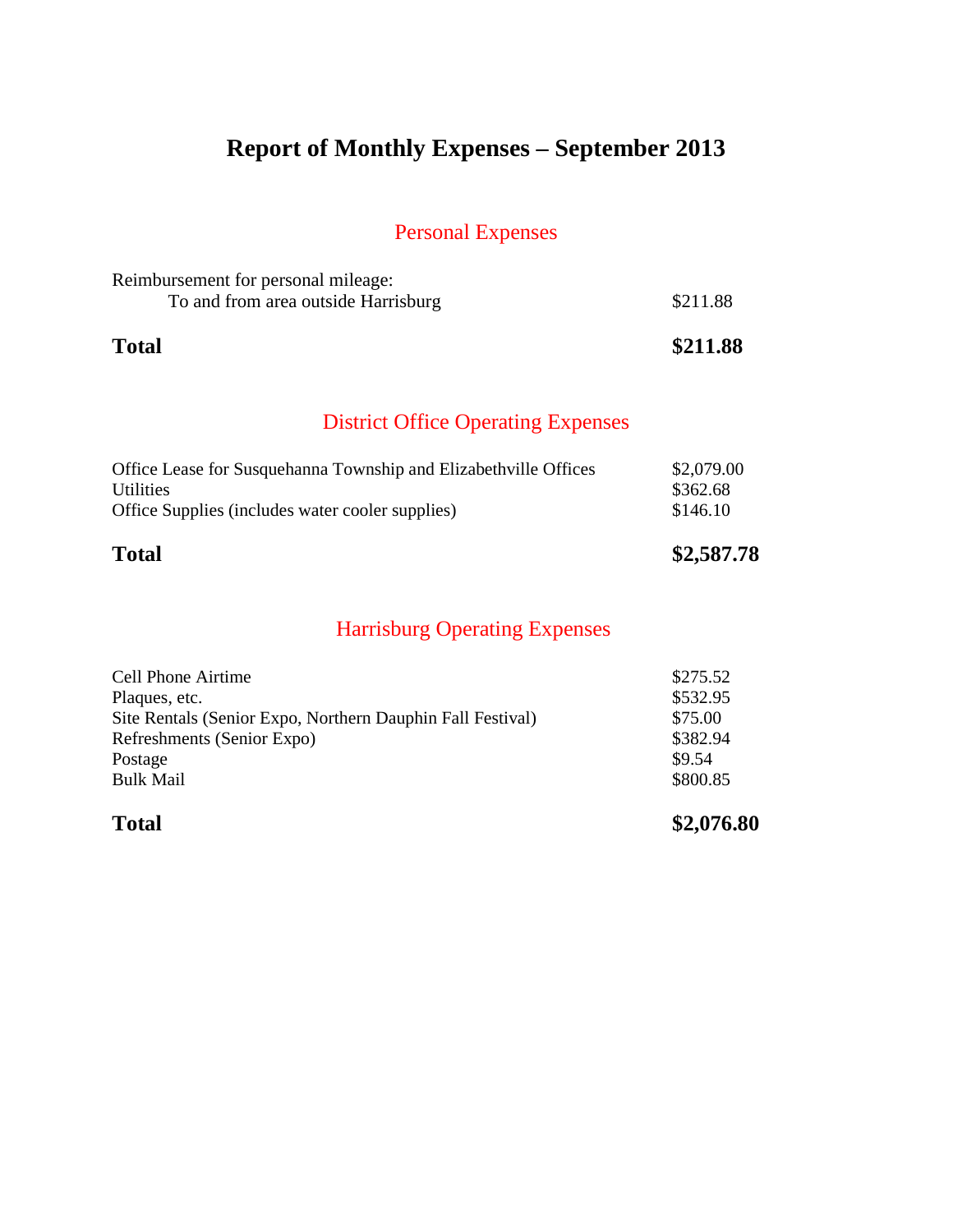# Report of Monthly Expenses – September 2013

## Personal Expenses

| | |
|---|---|
| Reimbursement for personal mileage: | |
| To and from area outside Harrisburg | $211.88 |
| **Total** | **$211.88** |

## District Office Operating Expenses

| | |
|---|---|
| Office Lease for Susquehanna Township and Elizabethville Offices | $2,079.00 |
| Utilities | $362.68 |
| Office Supplies (includes water cooler supplies) | $146.10 |
| **Total** | **$2,587.78** |

## Harrisburg Operating Expenses

| | |
|---|---|
| Cell Phone Airtime | $275.52 |
| Plaques, etc. | $532.95 |
| Site Rentals (Senior Expo, Northern Dauphin Fall Festival) | $75.00 |
| Refreshments (Senior Expo) | $382.94 |
| Postage | $9.54 |
| Bulk Mail | $800.85 |
| **Total** | **$2,076.80** |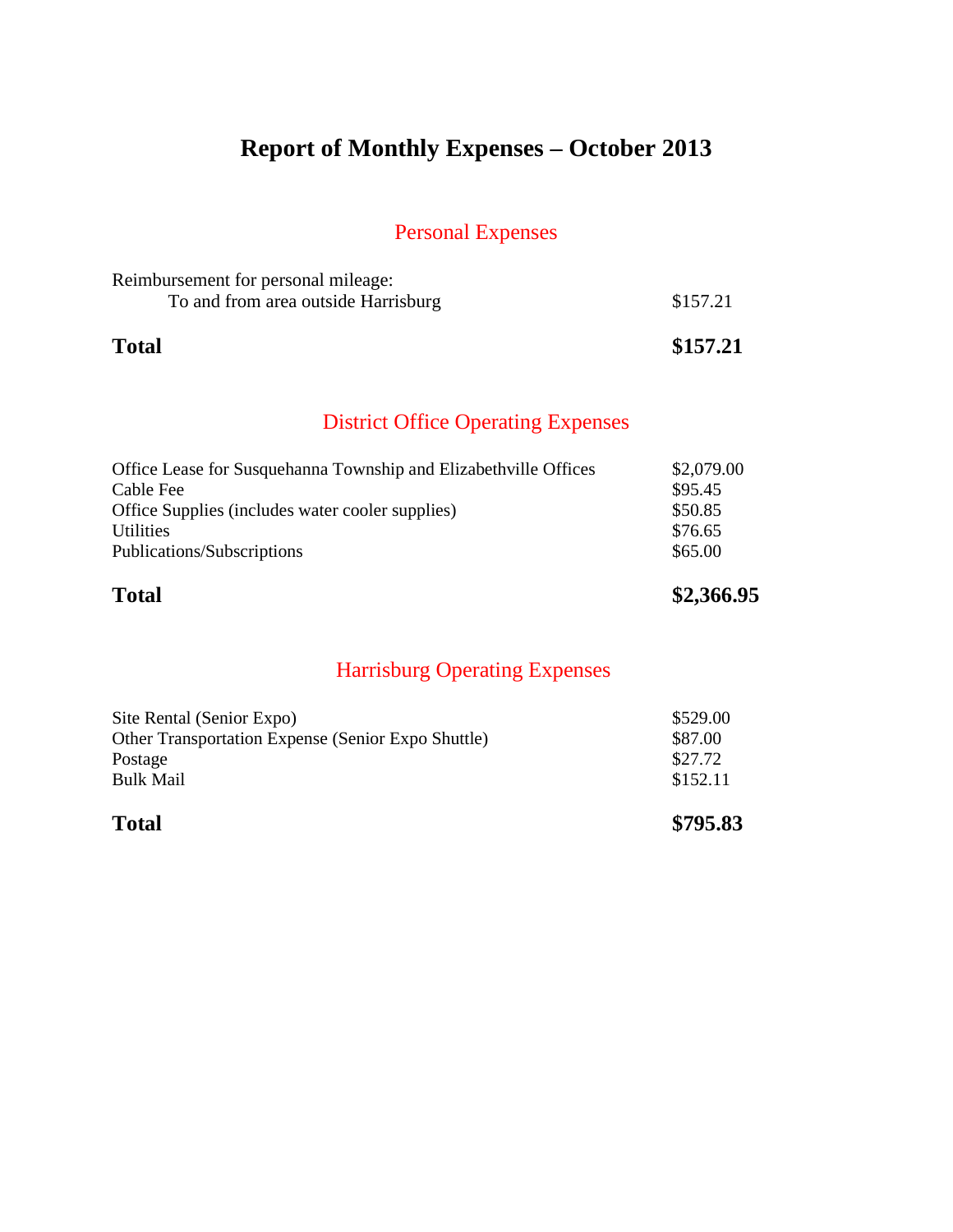# Report of Monthly Expenses – October 2013

## Personal Expenses

| | |
|---|---|
| Reimbursement for personal mileage: | |
| To and from area outside Harrisburg | $157.21 |
| **Total** | **$157.21** |

## District Office Operating Expenses

| | |
|---|---|
| Office Lease for Susquehanna Township and Elizabethville Offices | $2,079.00 |
| Cable Fee | $95.45 |
| Office Supplies (includes water cooler supplies) | $50.85 |
| Utilities | $76.65 |
| Publications/Subscriptions | $65.00 |
| **Total** | **$2,366.95** |

## Harrisburg Operating Expenses

| | |
|---|---|
| Site Rental (Senior Expo) | $529.00 |
| Other Transportation Expense (Senior Expo Shuttle) | $87.00 |
| Postage | $27.72 |
| Bulk Mail | $152.11 |
| **Total** | **$795.83** |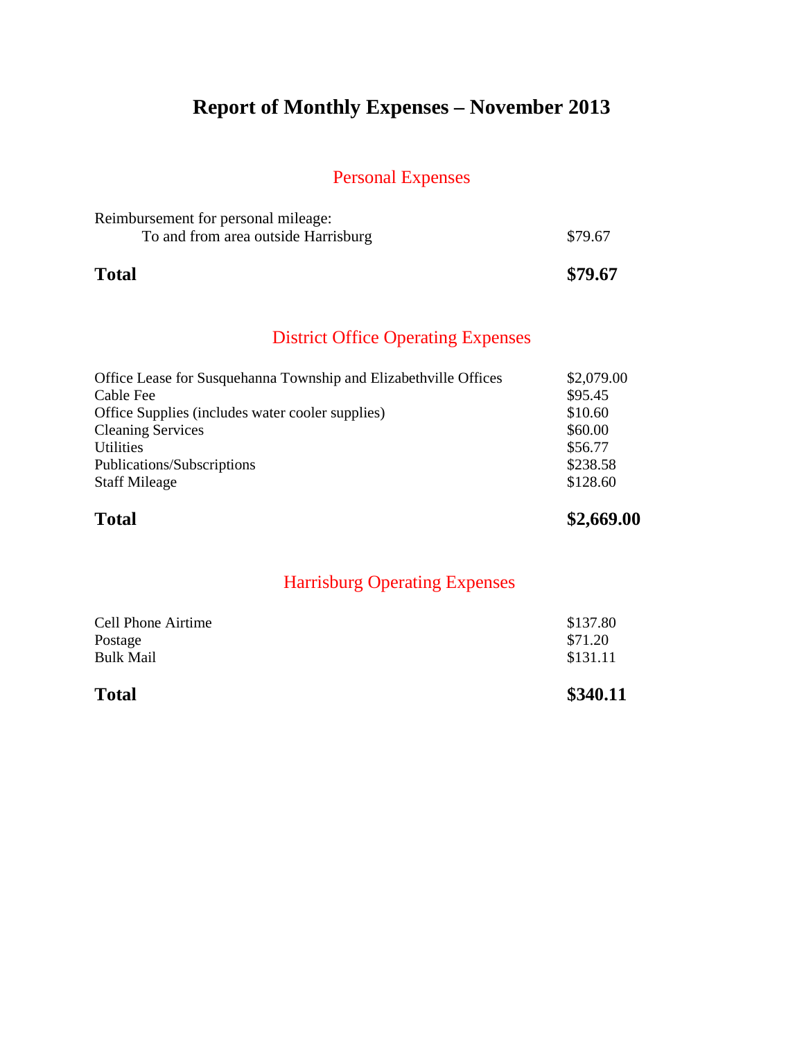# Report of Monthly Expenses – November 2013

## Personal Expenses

| | |
|---|---|
| Reimbursement for personal mileage: | |
| To and from area outside Harrisburg | $79.67 |
| **Total** | **$79.67** |

## District Office Operating Expenses

| | |
|---|---|
| Office Lease for Susquehanna Township and Elizabethville Offices | $2,079.00 |
| Cable Fee | $95.45 |
| Office Supplies (includes water cooler supplies) | $10.60 |
| Cleaning Services | $60.00 |
| Utilities | $56.77 |
| Publications/Subscriptions | $238.58 |
| Staff Mileage | $128.60 |
| **Total** | **$2,669.00** |

## Harrisburg Operating Expenses

| | |
|---|---|
| Cell Phone Airtime | $137.80 |
| Postage | $71.20 |
| Bulk Mail | $131.11 |
| **Total** | **$340.11** |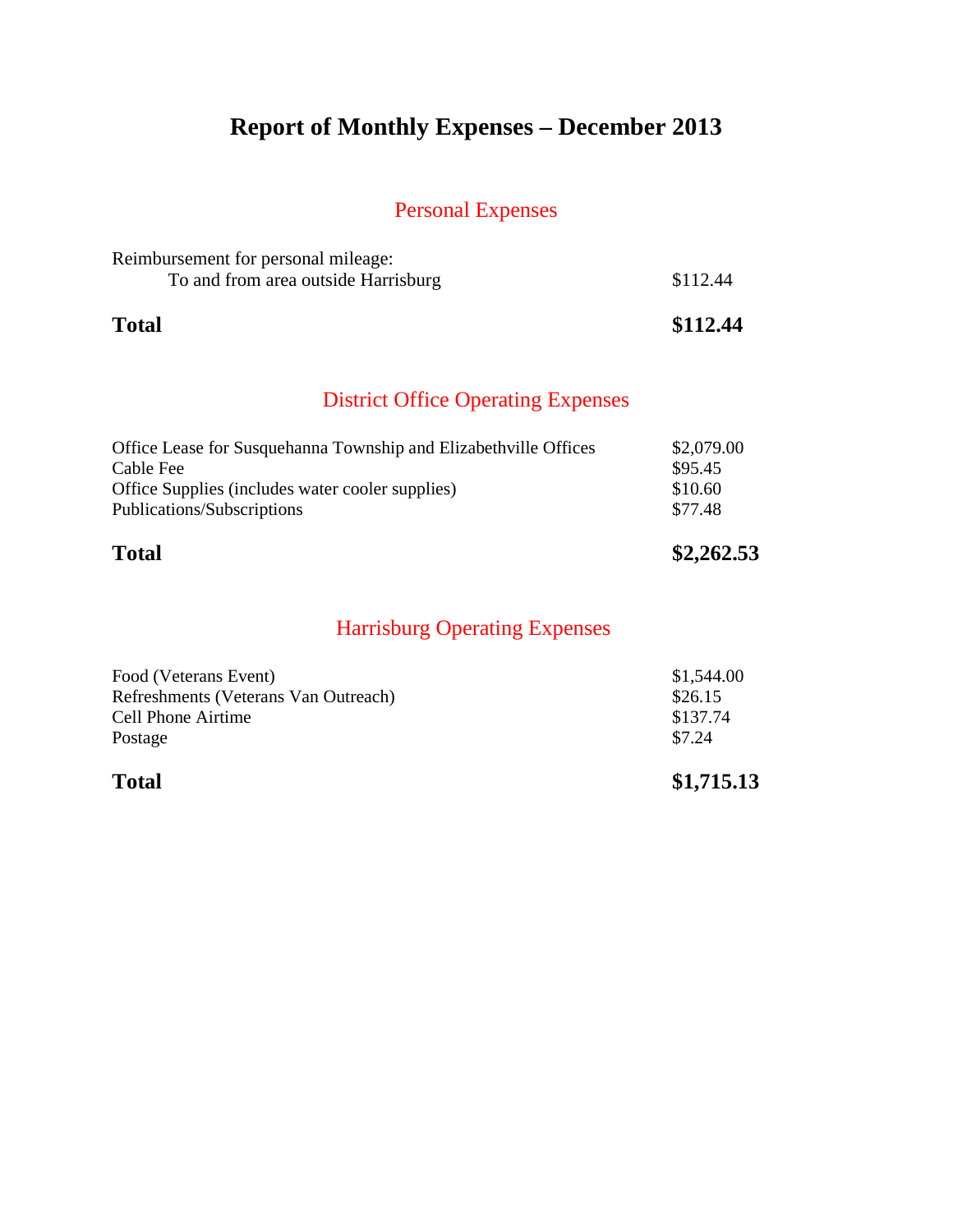# Report of Monthly Expenses – December 2013

## Personal Expenses

| | |
|---|---|
| Reimbursement for personal mileage: | |
| To and from area outside Harrisburg | $112.44 |
| **Total** | **$112.44** |

## District Office Operating Expenses

| | |
|---|---|
| Office Lease for Susquehanna Township and Elizabethville Offices | $2,079.00 |
| Cable Fee | $95.45 |
| Office Supplies (includes water cooler supplies) | $10.60 |
| Publications/Subscriptions | $77.48 |
| **Total** | **$2,262.53** |

## Harrisburg Operating Expenses

| | |
|---|---|
| Food (Veterans Event) | $1,544.00 |
| Refreshments (Veterans Van Outreach) | $26.15 |
| Cell Phone Airtime | $137.74 |
| Postage | $7.24 |
| **Total** | **$1,715.13** |